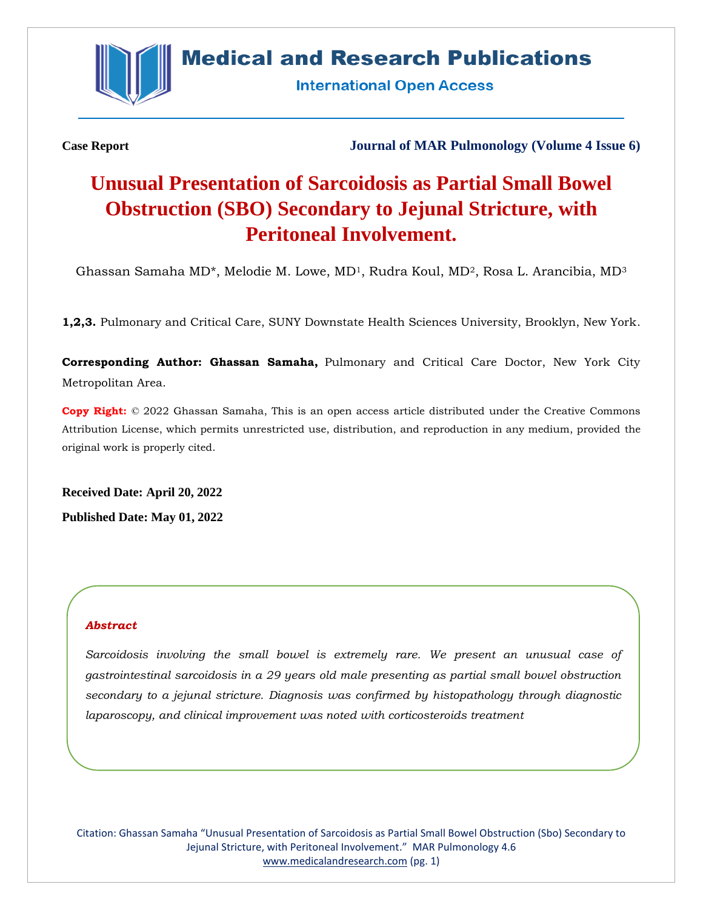Case Report

# Unusual Presentation of Sarcoidosis as Partial Small Bowel Obstruction (SBO) Secondary to Jejunal Stricture, with Peritoneal Involvement.

Ghassan Samaha MD*, Melodie M. Lowe, MD[1], Rudra Koul, MD[2], Rosa L. Arancibia, MD[3]

**1,2,3.** Pulmonary and Critical Care, SUNY Downstate Health Sciences University, Brooklyn, New York.

**Corresponding Author: Ghassan Samaha,** Pulmonary and Critical Care Doctor, New York City Metropolitan Area.

**Copy Right:** © 2022 Ghassan Samaha, This is an open access article distributed under the Creative Commons Attribution License, which permits unrestricted use, distribution, and reproduction in any medium, provided the original work is properly cited.

**Received Date: April 20, 2022**

**Published Date: May 01, 2022**

### *Abstract*

*Sarcoidosis involving the small bowel is extremely rare. We present an unusual case of gastrointestinal sarcoidosis in a 29 years old male presenting as partial small bowel obstruction secondary to a jejunal stricture. Diagnosis was confirmed by histopathology through diagnostic laparoscopy, and clinical improvement was noted with corticosteroids treatment*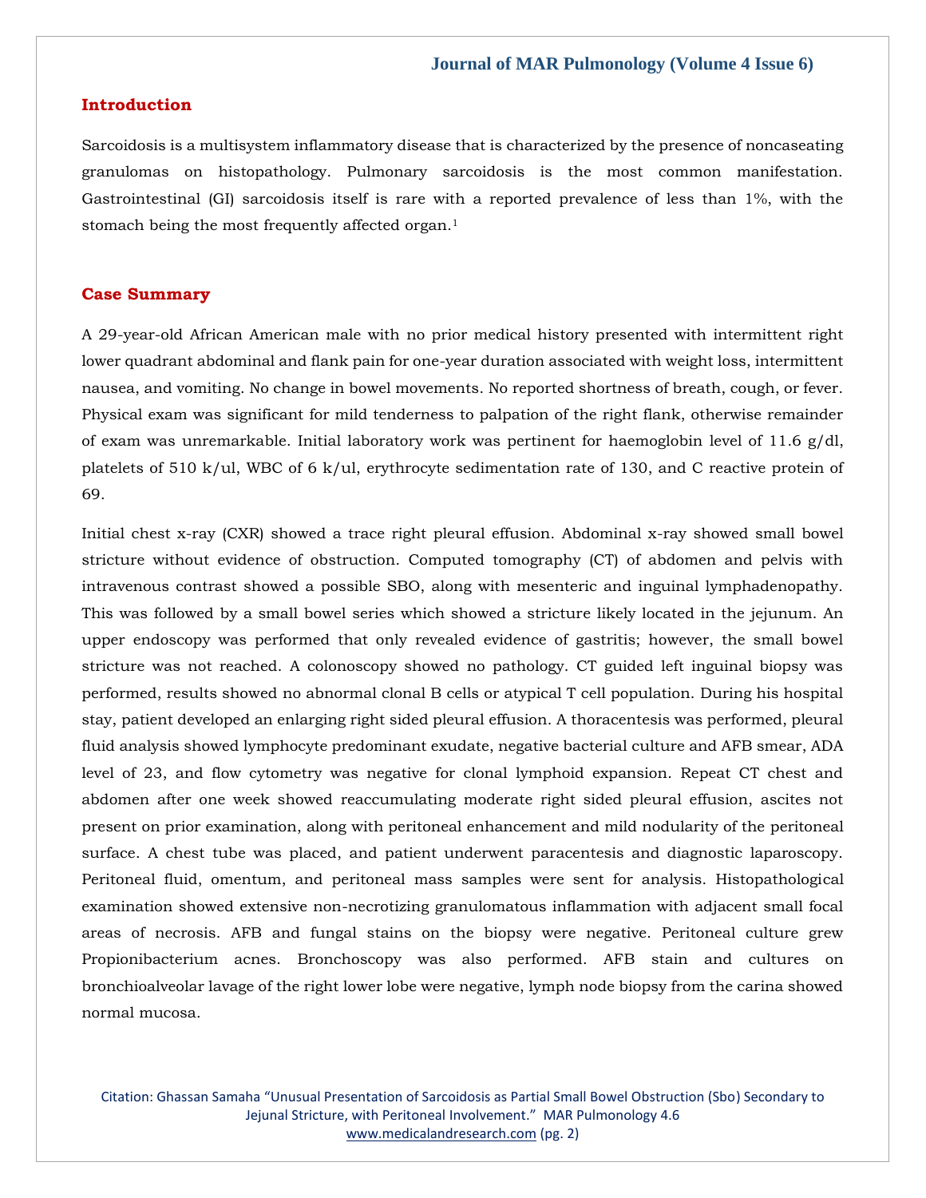## Introduction

Sarcoidosis is a multisystem inflammatory disease that is characterized by the presence of noncaseating granulomas on histopathology. Pulmonary sarcoidosis is the most common manifestation. Gastrointestinal (GI) sarcoidosis itself is rare with a reported prevalence of less than 1%, with the stomach being the most frequently affected organ.[1]

## Case Summary

A 29-year-old African American male with no prior medical history presented with intermittent right lower quadrant abdominal and flank pain for one-year duration associated with weight loss, intermittent nausea, and vomiting. No change in bowel movements. No reported shortness of breath, cough, or fever. Physical exam was significant for mild tenderness to palpation of the right flank, otherwise remainder of exam was unremarkable. Initial laboratory work was pertinent for haemoglobin level of 11.6 g/dl, platelets of 510 k/ul, WBC of 6 k/ul, erythrocyte sedimentation rate of 130, and C reactive protein of 69.

Initial chest x-ray (CXR) showed a trace right pleural effusion. Abdominal x-ray showed small bowel stricture without evidence of obstruction. Computed tomography (CT) of abdomen and pelvis with intravenous contrast showed a possible SBO, along with mesenteric and inguinal lymphadenopathy. This was followed by a small bowel series which showed a stricture likely located in the jejunum. An upper endoscopy was performed that only revealed evidence of gastritis; however, the small bowel stricture was not reached. A colonoscopy showed no pathology. CT guided left inguinal biopsy was performed, results showed no abnormal clonal B cells or atypical T cell population. During his hospital stay, patient developed an enlarging right sided pleural effusion. A thoracentesis was performed, pleural fluid analysis showed lymphocyte predominant exudate, negative bacterial culture and AFB smear, ADA level of 23, and flow cytometry was negative for clonal lymphoid expansion. Repeat CT chest and abdomen after one week showed reaccumulating moderate right sided pleural effusion, ascites not present on prior examination, along with peritoneal enhancement and mild nodularity of the peritoneal surface. A chest tube was placed, and patient underwent paracentesis and diagnostic laparoscopy. Peritoneal fluid, omentum, and peritoneal mass samples were sent for analysis. Histopathological examination showed extensive non-necrotizing granulomatous inflammation with adjacent small focal areas of necrosis. AFB and fungal stains on the biopsy were negative. Peritoneal culture grew Propionibacterium acnes. Bronchoscopy was also performed. AFB stain and cultures on bronchioalveolar lavage of the right lower lobe were negative, lymph node biopsy from the carina showed normal mucosa.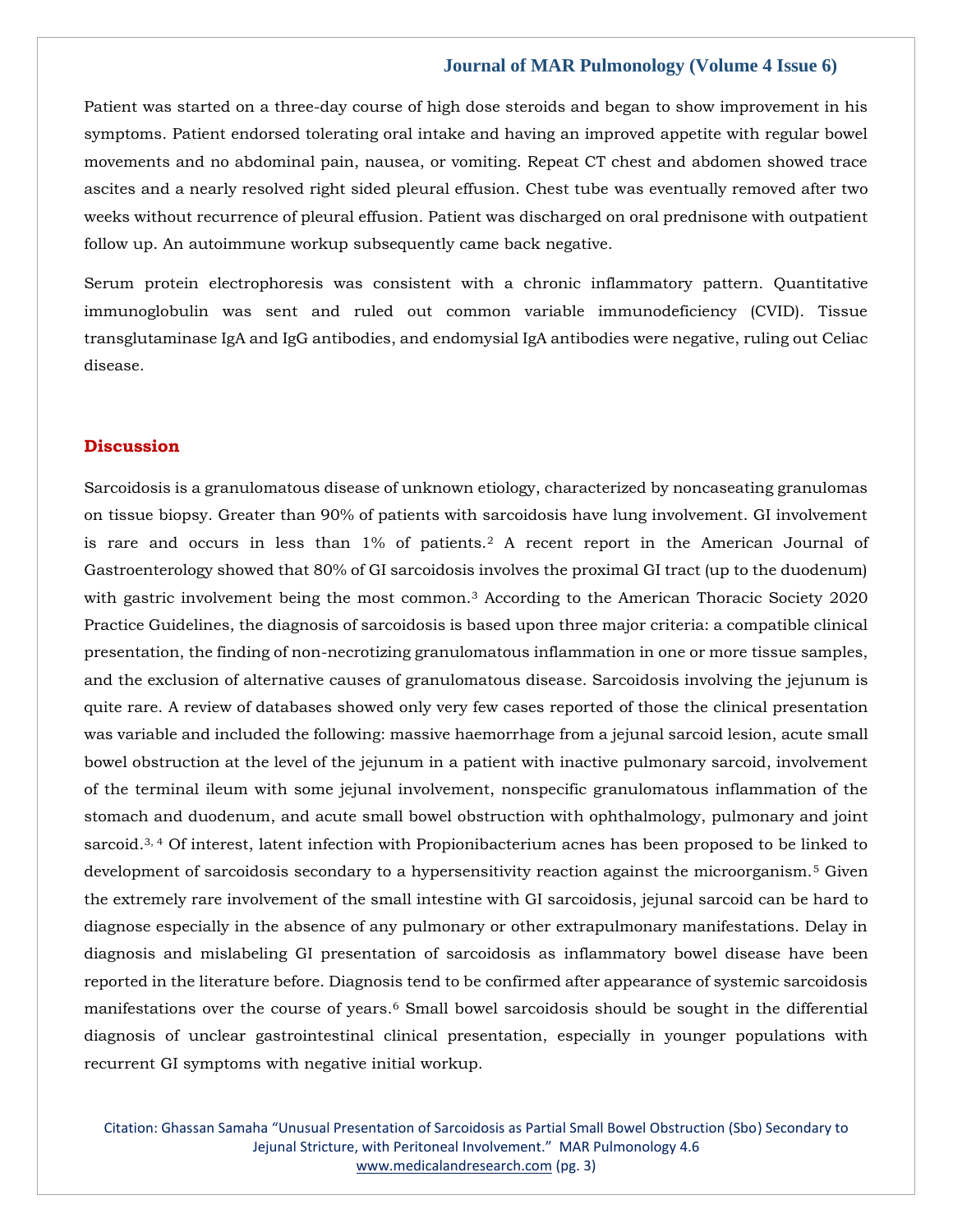Patient was started on a three-day course of high dose steroids and began to show improvement in his symptoms. Patient endorsed tolerating oral intake and having an improved appetite with regular bowel movements and no abdominal pain, nausea, or vomiting. Repeat CT chest and abdomen showed trace ascites and a nearly resolved right sided pleural effusion. Chest tube was eventually removed after two weeks without recurrence of pleural effusion. Patient was discharged on oral prednisone with outpatient follow up. An autoimmune workup subsequently came back negative.

Serum protein electrophoresis was consistent with a chronic inflammatory pattern. Quantitative immunoglobulin was sent and ruled out common variable immunodeficiency (CVID). Tissue transglutaminase IgA and IgG antibodies, and endomysial IgA antibodies were negative, ruling out Celiac disease.

## Discussion

Sarcoidosis is a granulomatous disease of unknown etiology, characterized by noncaseating granulomas on tissue biopsy. Greater than 90% of patients with sarcoidosis have lung involvement. GI involvement is rare and occurs in less than 1% of patients.[2] A recent report in the American Journal of Gastroenterology showed that 80% of GI sarcoidosis involves the proximal GI tract (up to the duodenum) with gastric involvement being the most common.[3] According to the American Thoracic Society 2020 Practice Guidelines, the diagnosis of sarcoidosis is based upon three major criteria: a compatible clinical presentation, the finding of non-necrotizing granulomatous inflammation in one or more tissue samples, and the exclusion of alternative causes of granulomatous disease. Sarcoidosis involving the jejunum is quite rare. A review of databases showed only very few cases reported of those the clinical presentation was variable and included the following: massive haemorrhage from a jejunal sarcoid lesion, acute small bowel obstruction at the level of the jejunum in a patient with inactive pulmonary sarcoid, involvement of the terminal ileum with some jejunal involvement, nonspecific granulomatous inflammation of the stomach and duodenum, and acute small bowel obstruction with ophthalmology, pulmonary and joint sarcoid.[3, 4] Of interest, latent infection with Propionibacterium acnes has been proposed to be linked to development of sarcoidosis secondary to a hypersensitivity reaction against the microorganism.[5] Given the extremely rare involvement of the small intestine with GI sarcoidosis, jejunal sarcoid can be hard to diagnose especially in the absence of any pulmonary or other extrapulmonary manifestations. Delay in diagnosis and mislabeling GI presentation of sarcoidosis as inflammatory bowel disease have been reported in the literature before. Diagnosis tend to be confirmed after appearance of systemic sarcoidosis manifestations over the course of years.[6] Small bowel sarcoidosis should be sought in the differential diagnosis of unclear gastrointestinal clinical presentation, especially in younger populations with recurrent GI symptoms with negative initial workup.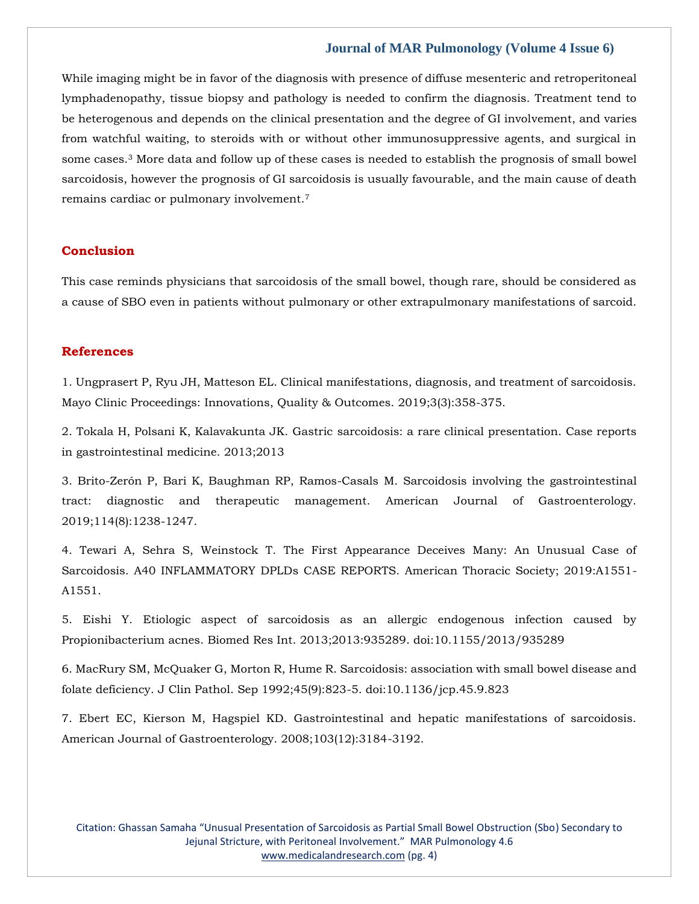While imaging might be in favor of the diagnosis with presence of diffuse mesenteric and retroperitoneal lymphadenopathy, tissue biopsy and pathology is needed to confirm the diagnosis. Treatment tend to be heterogenous and depends on the clinical presentation and the degree of GI involvement, and varies from watchful waiting, to steroids with or without other immunosuppressive agents, and surgical in some cases.[3] More data and follow up of these cases is needed to establish the prognosis of small bowel sarcoidosis, however the prognosis of GI sarcoidosis is usually favourable, and the main cause of death remains cardiac or pulmonary involvement.[7]

## Conclusion

This case reminds physicians that sarcoidosis of the small bowel, though rare, should be considered as a cause of SBO even in patients without pulmonary or other extrapulmonary manifestations of sarcoid.

## References

1. Ungprasert P, Ryu JH, Matteson EL. Clinical manifestations, diagnosis, and treatment of sarcoidosis. Mayo Clinic Proceedings: Innovations, Quality & Outcomes. 2019;3(3):358-375.

2. Tokala H, Polsani K, Kalavakunta JK. Gastric sarcoidosis: a rare clinical presentation. Case reports in gastrointestinal medicine. 2013;2013

3. Brito-Zerón P, Bari K, Baughman RP, Ramos-Casals M. Sarcoidosis involving the gastrointestinal tract: diagnostic and therapeutic management. American Journal of Gastroenterology. 2019;114(8):1238-1247.

4. Tewari A, Sehra S, Weinstock T. The First Appearance Deceives Many: An Unusual Case of Sarcoidosis. A40 INFLAMMATORY DPLDs CASE REPORTS. American Thoracic Society; 2019:A1551-A1551.

5. Eishi Y. Etiologic aspect of sarcoidosis as an allergic endogenous infection caused by Propionibacterium acnes. Biomed Res Int. 2013;2013:935289. doi:10.1155/2013/935289

6. MacRury SM, McQuaker G, Morton R, Hume R. Sarcoidosis: association with small bowel disease and folate deficiency. J Clin Pathol. Sep 1992;45(9):823-5. doi:10.1136/jcp.45.9.823

7. Ebert EC, Kierson M, Hagspiel KD. Gastrointestinal and hepatic manifestations of sarcoidosis. American Journal of Gastroenterology. 2008;103(12):3184-3192.